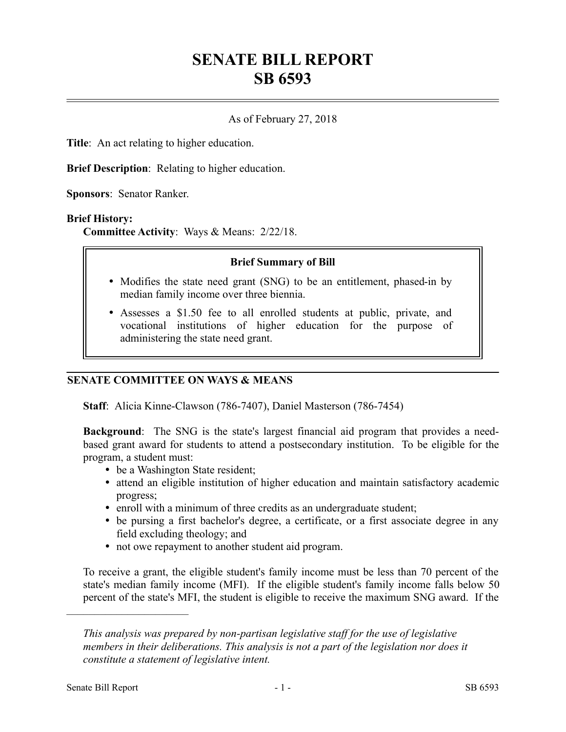# SENATE BILL REPORT
# SB 6593

As of February 27, 2018

**Title**: An act relating to higher education.

**Brief Description**: Relating to higher education.

**Sponsors**: Senator Ranker.

**Brief History:**

**Committee Activity**: Ways & Means: 2/22/18.

> **Brief Summary of Bill**
>
> - Modifies the state need grant (SNG) to be an entitlement, phased-in by median family income over three biennia.
> - Assesses a $1.50 fee to all enrolled students at public, private, and vocational institutions of higher education for the purpose of administering the state need grant.

## SENATE COMMITTEE ON WAYS & MEANS

**Staff**: Alicia Kinne-Clawson (786-7407), Daniel Masterson (786-7454)

**Background**: The SNG is the state's largest financial aid program that provides a need-based grant award for students to attend a postsecondary institution. To be eligible for the program, a student must:

- be a Washington State resident;
- attend an eligible institution of higher education and maintain satisfactory academic progress;
- enroll with a minimum of three credits as an undergraduate student;
- be pursing a first bachelor's degree, a certificate, or a first associate degree in any field excluding theology; and
- not owe repayment to another student aid program.

To receive a grant, the eligible student's family income must be less than 70 percent of the state's median family income (MFI). If the eligible student's family income falls below 50 percent of the state's MFI, the student is eligible to receive the maximum SNG award. If the

---

*This analysis was prepared by non-partisan legislative staff for the use of legislative members in their deliberations. This analysis is not a part of the legislation nor does it constitute a statement of legislative intent.*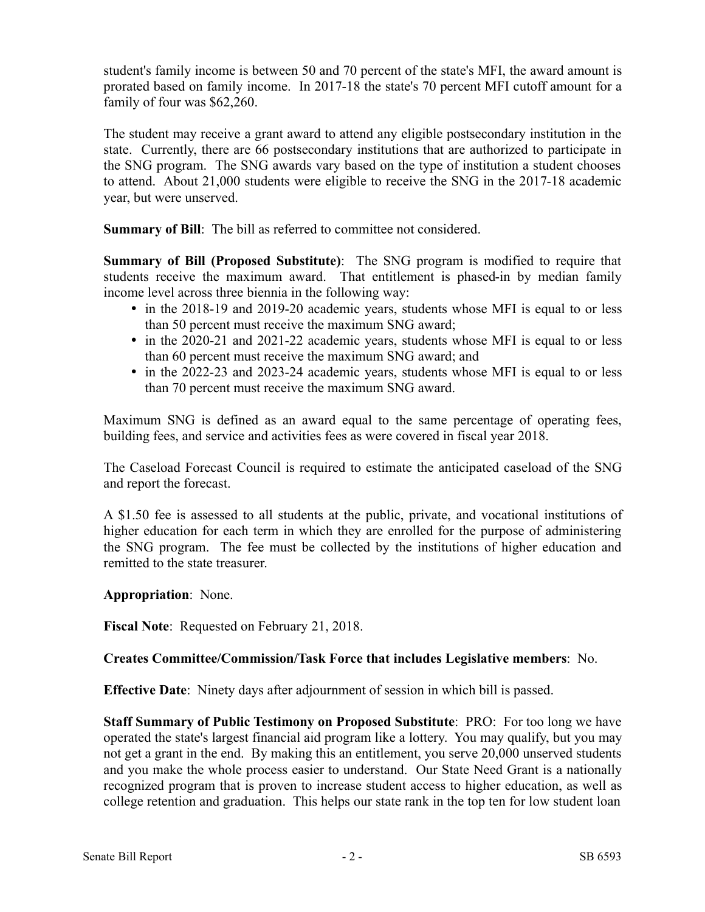student's family income is between 50 and 70 percent of the state's MFI, the award amount is prorated based on family income. In 2017-18 the state's 70 percent MFI cutoff amount for a family of four was $62,260.

The student may receive a grant award to attend any eligible postsecondary institution in the state. Currently, there are 66 postsecondary institutions that are authorized to participate in the SNG program. The SNG awards vary based on the type of institution a student chooses to attend. About 21,000 students were eligible to receive the SNG in the 2017-18 academic year, but were unserved.

**Summary of Bill**: The bill as referred to committee not considered.

**Summary of Bill (Proposed Substitute)**: The SNG program is modified to require that students receive the maximum award. That entitlement is phased-in by median family income level across three biennia in the following way:

- in the 2018-19 and 2019-20 academic years, students whose MFI is equal to or less than 50 percent must receive the maximum SNG award;
- in the 2020-21 and 2021-22 academic years, students whose MFI is equal to or less than 60 percent must receive the maximum SNG award; and
- in the 2022-23 and 2023-24 academic years, students whose MFI is equal to or less than 70 percent must receive the maximum SNG award.

Maximum SNG is defined as an award equal to the same percentage of operating fees, building fees, and service and activities fees as were covered in fiscal year 2018.

The Caseload Forecast Council is required to estimate the anticipated caseload of the SNG and report the forecast.

A $1.50 fee is assessed to all students at the public, private, and vocational institutions of higher education for each term in which they are enrolled for the purpose of administering the SNG program. The fee must be collected by the institutions of higher education and remitted to the state treasurer.

**Appropriation**: None.

**Fiscal Note**: Requested on February 21, 2018.

**Creates Committee/Commission/Task Force that includes Legislative members**: No.

**Effective Date**: Ninety days after adjournment of session in which bill is passed.

**Staff Summary of Public Testimony on Proposed Substitute**: PRO: For too long we have operated the state's largest financial aid program like a lottery. You may qualify, but you may not get a grant in the end. By making this an entitlement, you serve 20,000 unserved students and you make the whole process easier to understand. Our State Need Grant is a nationally recognized program that is proven to increase student access to higher education, as well as college retention and graduation. This helps our state rank in the top ten for low student loan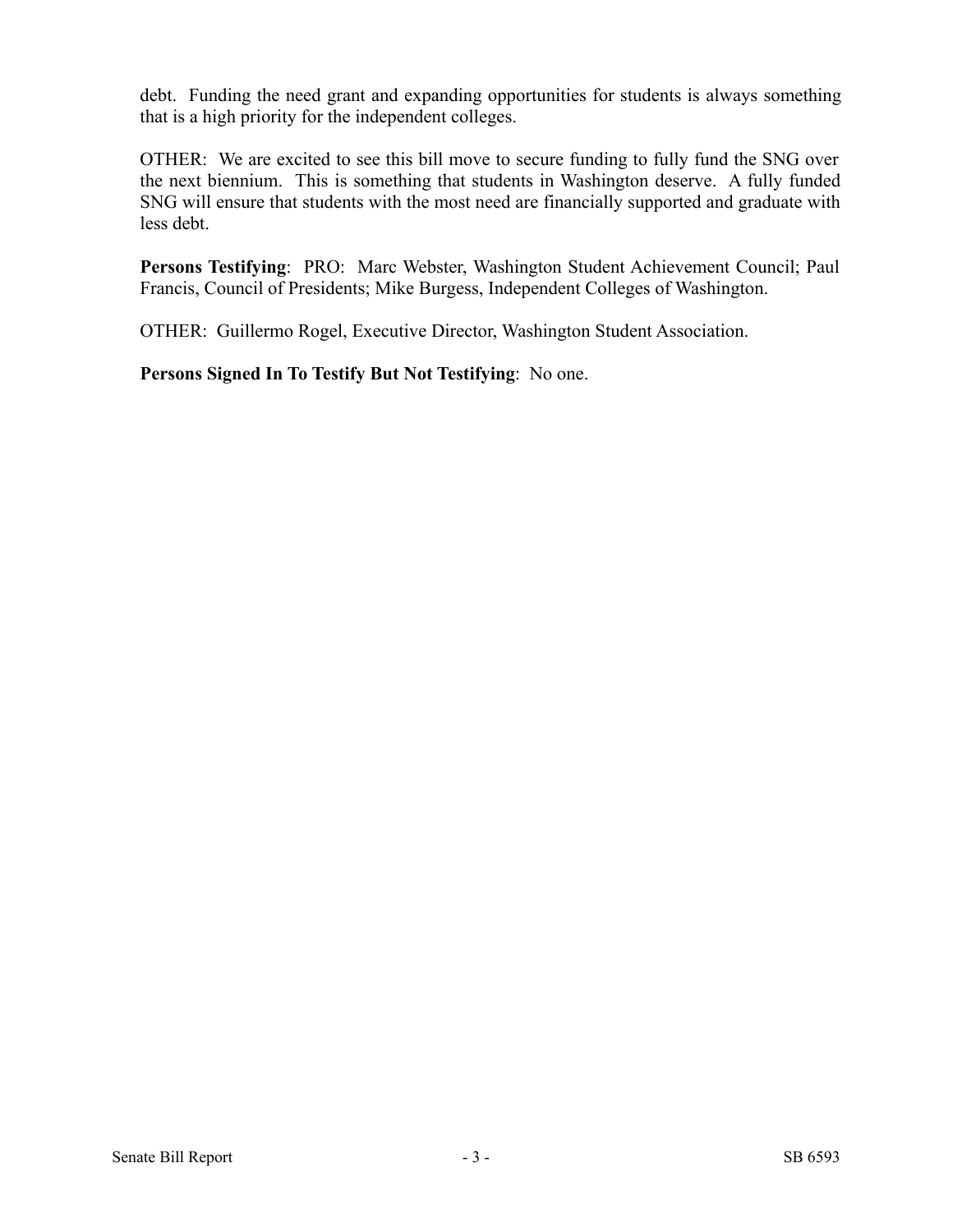debt. Funding the need grant and expanding opportunities for students is always something that is a high priority for the independent colleges.

OTHER: We are excited to see this bill move to secure funding to fully fund the SNG over the next biennium. This is something that students in Washington deserve. A fully funded SNG will ensure that students with the most need are financially supported and graduate with less debt.

**Persons Testifying**: PRO: Marc Webster, Washington Student Achievement Council; Paul Francis, Council of Presidents; Mike Burgess, Independent Colleges of Washington.

OTHER: Guillermo Rogel, Executive Director, Washington Student Association.

**Persons Signed In To Testify But Not Testifying**: No one.